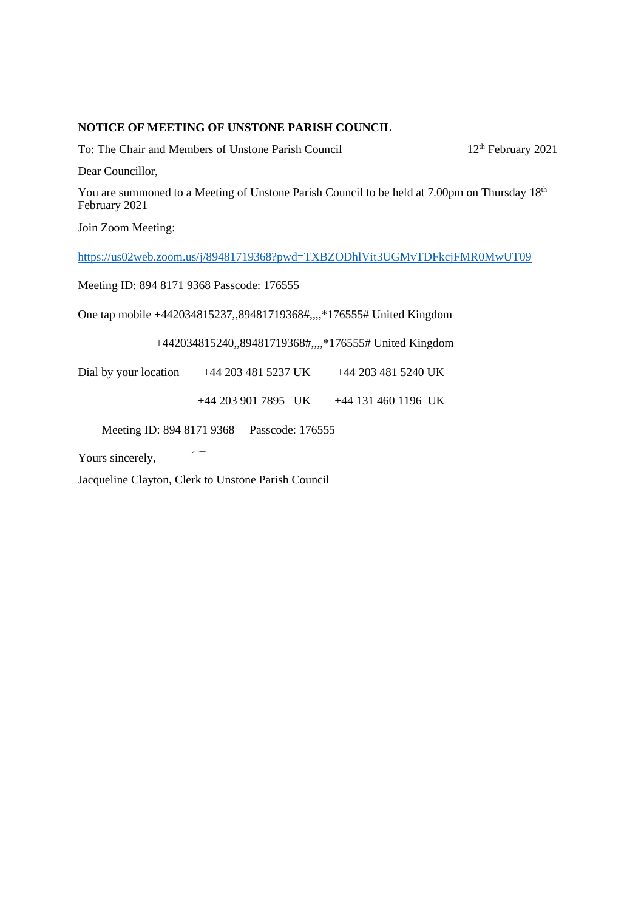**NOTICE OF MEETING OF UNSTONE PARISH COUNCIL**

To: The Chair and Members of Unstone Parish Council 12th February 2021

Dear Councillor,

You are summoned to a Meeting of Unstone Parish Council to be held at 7.00pm on Thursday 18th February 2021

Join Zoom Meeting:

https://us02web.zoom.us/j/89481719368?pwd=TXBZODhlVit3UGMvTDFkcjFMR0MwUT09

Meeting ID: 894 8171 9368 Passcode: 176555

One tap mobile +442034815237,,89481719368#,,,,*176555# United Kingdom

+442034815240,,89481719368#,,,,*176555# United Kingdom

Dial by your location +44 203 481 5237 UK +44 203 481 5240 UK

+44 203 901 7895 UK +44 131 460 1196 UK

Meeting ID: 894 8171 9368 Passcode: 176555

Yours sincerely,

Jacqueline Clayton, Clerk to Unstone Parish Council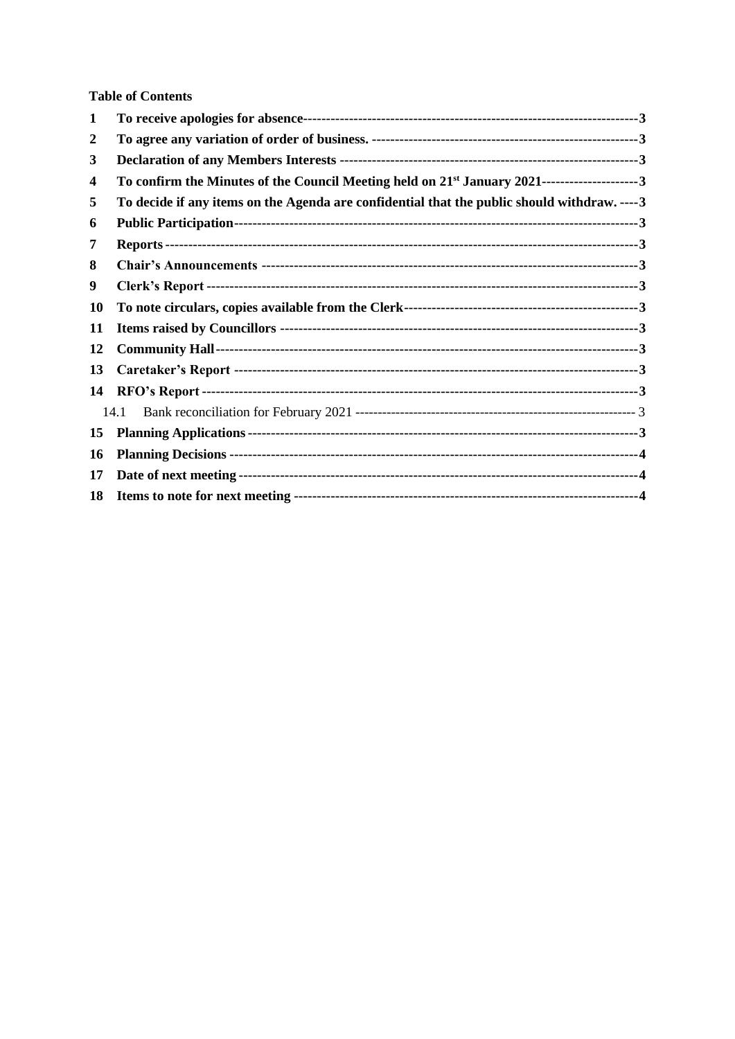**Table of Contents**

| | | |
|---|---|---|
| **1** | **To receive apologies for absence** | **3** |
| **2** | **To agree any variation of order of business.** | **3** |
| **3** | **Declaration of any Members Interests** | **3** |
| **4** | **To confirm the Minutes of the Council Meeting held on 21st January 2021** | **3** |
| **5** | **To decide if any items on the Agenda are confidential that the public should withdraw.** | **3** |
| **6** | **Public Participation** | **3** |
| **7** | **Reports** | **3** |
| **8** | **Chair's Announcements** | **3** |
| **9** | **Clerk's Report** | **3** |
| **10** | **To note circulars, copies available from the Clerk** | **3** |
| **11** | **Items raised by Councillors** | **3** |
| **12** | **Community Hall** | **3** |
| **13** | **Caretaker's Report** | **3** |
| **14** | **RFO's Report** | **3** |
| 14.1 | Bank reconciliation for February 2021 | 3 |
| **15** | **Planning Applications** | **3** |
| **16** | **Planning Decisions** | **4** |
| **17** | **Date of next meeting** | **4** |
| **18** | **Items to note for next meeting** | **4** |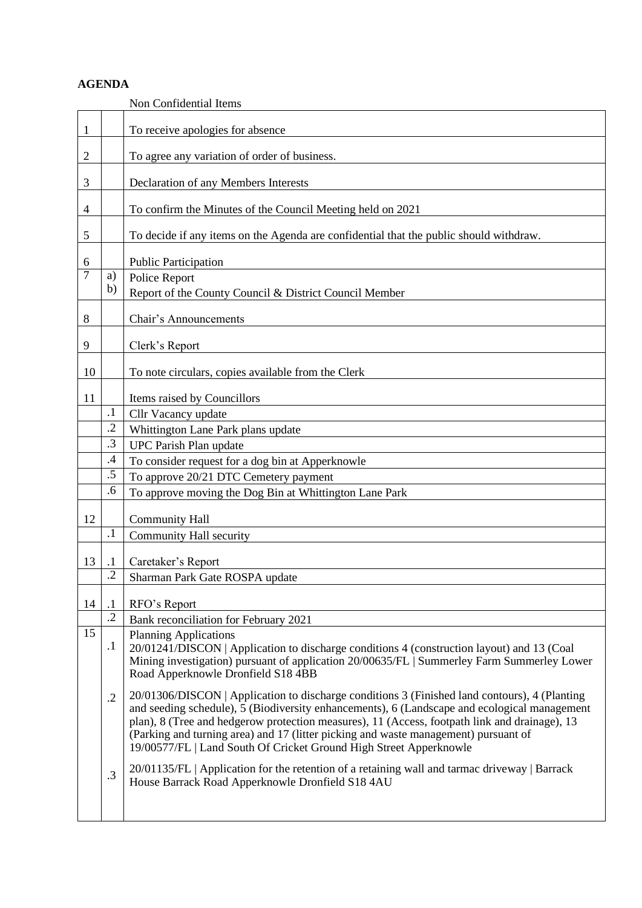**AGENDA**

Non Confidential Items

| | | |
|---|---|---|
| 1 | | To receive apologies for absence |
| 2 | | To agree any variation of order of business. |
| 3 | | Declaration of any Members Interests |
| 4 | | To confirm the Minutes of the Council Meeting held on 2021 |
| 5 | | To decide if any items on the Agenda are confidential that the public should withdraw. |
| 6 | | Public Participation |
| 7 | a) | Police Report |
| | b) | Report of the County Council & District Council Member |
| 8 | | Chair's Announcements |
| 9 | | Clerk's Report |
| 10 | | To note circulars, copies available from the Clerk |
| 11 | | Items raised by Councillors |
| | .1 | Cllr Vacancy update |
| | .2 | Whittington Lane Park plans update |
| | .3 | UPC Parish Plan update |
| | .4 | To consider request for a dog bin at Apperknowle |
| | .5 | To approve 20/21 DTC Cemetery payment |
| | .6 | To approve moving the Dog Bin at Whittington Lane Park |
| 12 | | Community Hall |
| | .1 | Community Hall security |
| 13 | .1 | Caretaker's Report |
| | .2 | Sharman Park Gate ROSPA update |
| 14 | .1 | RFO's Report |
| | .2 | Bank reconciliation for February 2021 |
| 15 | | Planning Applications |
| | .1 | 20/01241/DISCON \| Application to discharge conditions 4 (construction layout) and 13 (Coal Mining investigation) pursuant of application 20/00635/FL \| Summerley Farm Summerley Lower Road Apperknowle Dronfield S18 4BB |
| | .2 | 20/01306/DISCON \| Application to discharge conditions 3 (Finished land contours), 4 (Planting and seeding schedule), 5 (Biodiversity enhancements), 6 (Landscape and ecological management plan), 8 (Tree and hedgerow protection measures), 11 (Access, footpath link and drainage), 13 (Parking and turning area) and 17 (litter picking and waste management) pursuant of 19/00577/FL \| Land South Of Cricket Ground High Street Apperknowle |
| | .3 | 20/01135/FL \| Application for the retention of a retaining wall and tarmac driveway \| Barrack House Barrack Road Apperknowle Dronfield S18 4AU |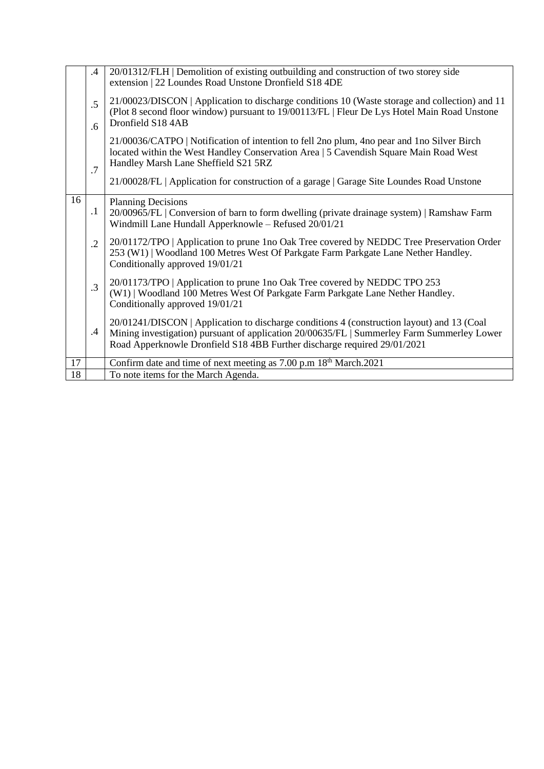| | | |
|---|---|---|
| | .4 | 20/01312/FLH \| Demolition of existing outbuilding and construction of two storey side extension \| 22 Loundes Road Unstone Dronfield S18 4DE |
| | .5 | 21/00023/DISCON \| Application to discharge conditions 10 (Waste storage and collection) and 11 (Plot 8 second floor window) pursuant to 19/00113/FL \| Fleur De Lys Hotel Main Road Unstone Dronfield S18 4AB |
| | .6 | 21/00036/CATPO \| Notification of intention to fell 2no plum, 4no pear and 1no Silver Birch located within the West Handley Conservation Area \| 5 Cavendish Square Main Road West Handley Marsh Lane Sheffield S21 5RZ |
| | .7 | 21/00028/FL \| Application for construction of a garage \| Garage Site Loundes Road Unstone |
| 16 | | Planning Decisions |
| | .1 | 20/00965/FL \| Conversion of barn to form dwelling (private drainage system) \| Ramshaw Farm Windmill Lane Hundall Apperknowle – Refused 20/01/21 |
| | .2 | 20/01172/TPO \| Application to prune 1no Oak Tree covered by NEDDC Tree Preservation Order 253 (W1) \| Woodland 100 Metres West Of Parkgate Farm Parkgate Lane Nether Handley. Conditionally approved 19/01/21 |
| | .3 | 20/01173/TPO \| Application to prune 1no Oak Tree covered by NEDDC TPO 253 (W1) \| Woodland 100 Metres West Of Parkgate Farm Parkgate Lane Nether Handley. Conditionally approved 19/01/21 |
| | .4 | 20/01241/DISCON \| Application to discharge conditions 4 (construction layout) and 13 (Coal Mining investigation) pursuant of application 20/00635/FL \| Summerley Farm Summerley Lower Road Apperknowle Dronfield S18 4BB Further discharge required 29/01/2021 |
| 17 | | Confirm date and time of next meeting as 7.00 p.m 18th March.2021 |
| 18 | | To note items for the March Agenda. |